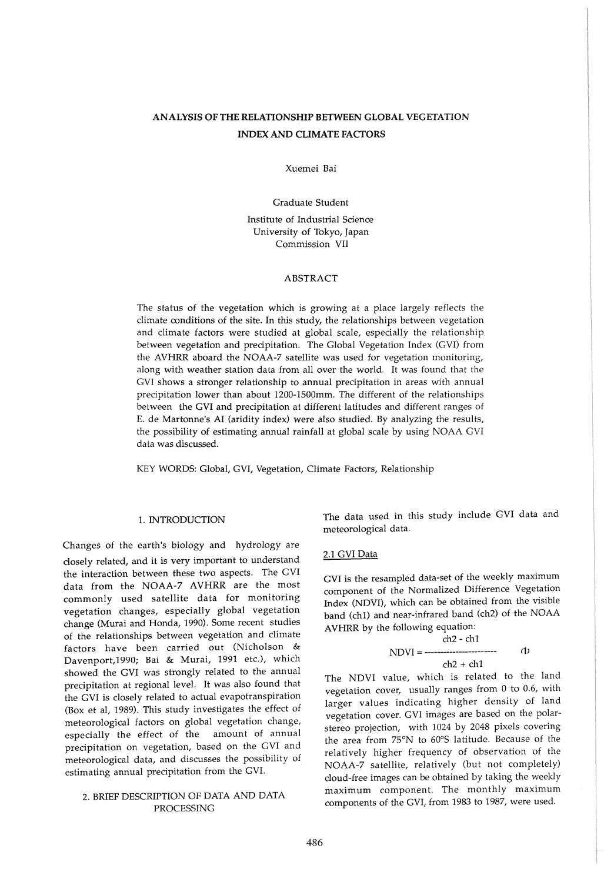# ANALYSIS OF THE RELATIONSHIP BETWEEN GLOBAL VEGETATION INDEX AND CLIMATE FACTORS

Xuemei Bai

Graduate Student

Institute of Industrial Science
University of Tokyo, Japan
Commission VII

## ABSTRACT

The status of the vegetation which is growing at a place largely reflects the climate conditions of the site. In this study, the relationships between vegetation and climate factors were studied at global scale, especially the relationship between vegetation and precipitation. The Global Vegetation Index (GVI) from the AVHRR aboard the NOAA-7 satellite was used for vegetation monitoring, along with weather station data from all over the world. It was found that the GVI shows a stronger relationship to annual precipitation in areas with annual precipitation lower than about 1200-1500mm. The different of the relationships between the GVI and precipitation at different latitudes and different ranges of E. de Martonne's AI (aridity index) were also studied. By analyzing the results, the possibility of estimating annual rainfall at global scale by using NOAA GVI data was discussed.

KEY WORDS: Global, GVI, Vegetation, Climate Factors, Relationship

## 1. INTRODUCTION

Changes of the earth's biology and hydrology are closely related, and it is very important to understand the interaction between these two aspects. The GVI data from the NOAA-7 AVHRR are the most commonly used satellite data for monitoring vegetation changes, especially global vegetation change (Murai and Honda, 1990). Some recent studies of the relationships between vegetation and climate factors have been carried out (Nicholson & Davenport,1990; Bai & Murai, 1991 etc.), which showed the GVI was strongly related to the annual precipitation at regional level. It was also found that the GVI is closely related to actual evapotranspiration (Box et al, 1989). This study investigates the effect of meteorological factors on global vegetation change, especially the effect of the amount of annual precipitation on vegetation, based on the GVI and meteorological data, and discusses the possibility of estimating annual precipitation from the GVI.

## 2. BRIEF DESCRIPTION OF DATA AND DATA PROCESSING

The data used in this study include GVI data and meteorological data.

### 2.1 GVI Data

GVI is the resampled data-set of the weekly maximum component of the Normalized Difference Vegetation Index (NDVI), which can be obtained from the visible band (ch1) and near-infrared band (ch2) of the NOAA AVHRR by the following equation:

$$NDVI = \frac{ch2 - ch1}{ch2 + ch1} \quad (1)$$

The NDVI value, which is related to the land vegetation cover, usually ranges from 0 to 0.6, with larger values indicating higher density of land vegetation cover. GVI images are based on the polar-stereo projection, with 1024 by 2048 pixels covering the area from 75°N to 60°S latitude. Because of the relatively higher frequency of observation of the NOAA-7 satellite, relatively (but not completely) cloud-free images can be obtained by taking the weekly maximum component. The monthly maximum components of the GVI, from 1983 to 1987, were used.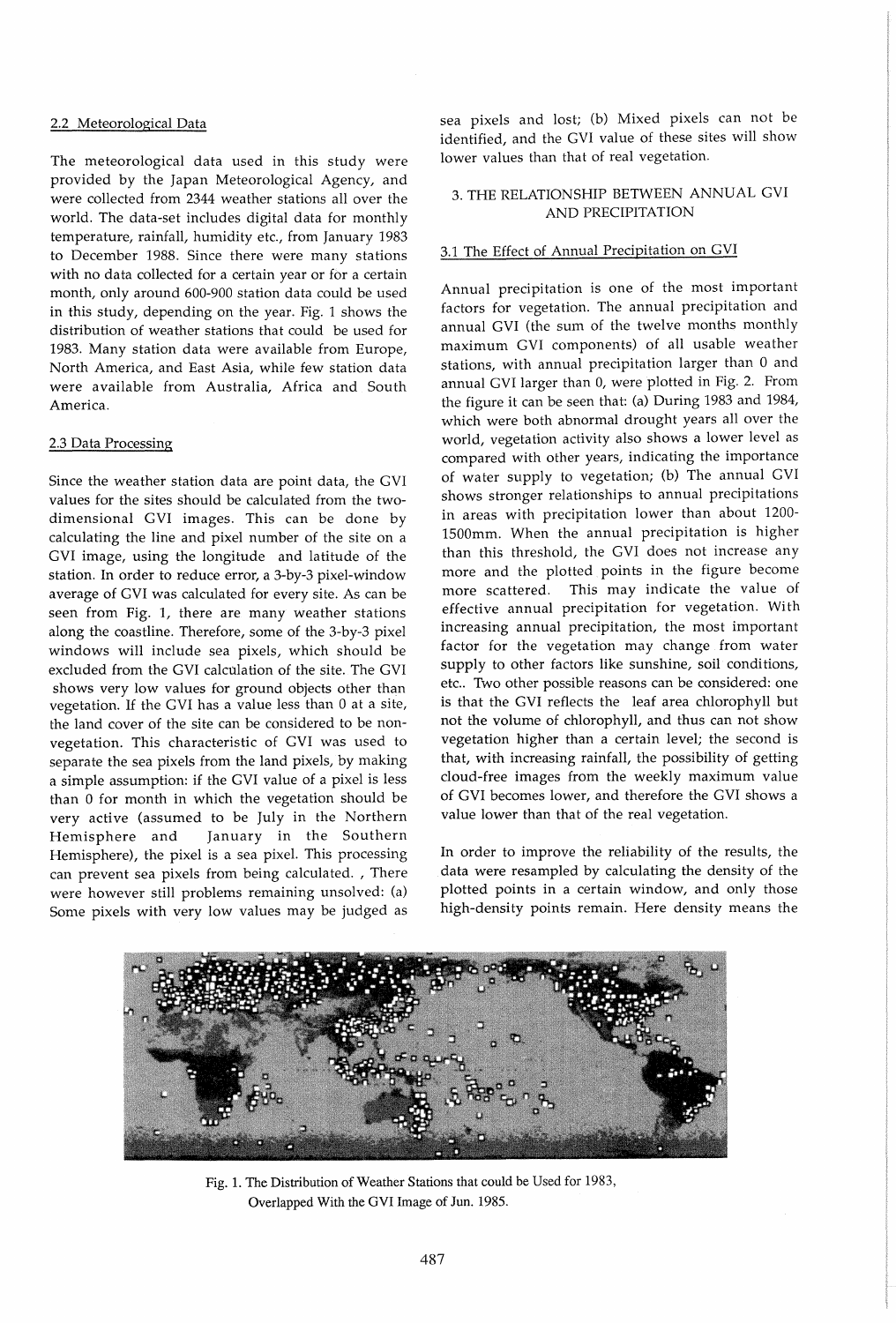### 2.2 Meteorological Data

The meteorological data used in this study were provided by the Japan Meteorological Agency, and were collected from 2344 weather stations all over the world. The data-set includes digital data for monthly temperature, rainfall, humidity etc., from January 1983 to December 1988. Since there were many stations with no data collected for a certain year or for a certain month, only around 600-900 station data could be used in this study, depending on the year. Fig. 1 shows the distribution of weather stations that could be used for 1983. Many station data were available from Europe, North America, and East Asia, while few station data were available from Australia, Africa and South America.

### 2.3 Data Processing

Since the weather station data are point data, the GVI values for the sites should be calculated from the two-dimensional GVI images. This can be done by calculating the line and pixel number of the site on a GVI image, using the longitude and latitude of the station. In order to reduce error, a 3-by-3 pixel-window average of GVI was calculated for every site. As can be seen from Fig. 1, there are many weather stations along the coastline. Therefore, some of the 3-by-3 pixel windows will include sea pixels, which should be excluded from the GVI calculation of the site. The GVI shows very low values for ground objects other than vegetation. If the GVI has a value less than 0 at a site, the land cover of the site can be considered to be non-vegetation. This characteristic of GVI was used to separate the sea pixels from the land pixels, by making a simple assumption: if the GVI value of a pixel is less than 0 for month in which the vegetation should be very active (assumed to be July in the Northern Hemisphere and January in the Southern Hemisphere), the pixel is a sea pixel. This processing can prevent sea pixels from being calculated. , There were however still problems remaining unsolved: (a) Some pixels with very low values may be judged as sea pixels and lost; (b) Mixed pixels can not be identified, and the GVI value of these sites will show lower values than that of real vegetation.

## 3. THE RELATIONSHIP BETWEEN ANNUAL GVI AND PRECIPITATION

### 3.1 The Effect of Annual Precipitation on GVI

Annual precipitation is one of the most important factors for vegetation. The annual precipitation and annual GVI (the sum of the twelve months monthly maximum GVI components) of all usable weather stations, with annual precipitation larger than 0 and annual GVI larger than 0, were plotted in Fig. 2. From the figure it can be seen that: (a) During 1983 and 1984, which were both abnormal drought years all over the world, vegetation activity also shows a lower level as compared with other years, indicating the importance of water supply to vegetation; (b) The annual GVI shows stronger relationships to annual precipitations in areas with precipitation lower than about 1200-1500mm. When the annual precipitation is higher than this threshold, the GVI does not increase any more and the plotted points in the figure become more scattered. This may indicate the value of effective annual precipitation for vegetation. With increasing annual precipitation, the most important factor for the vegetation may change from water supply to other factors like sunshine, soil conditions, etc.. Two other possible reasons can be considered: one is that the GVI reflects the leaf area chlorophyll but not the volume of chlorophyll, and thus can not show vegetation higher than a certain level; the second is that, with increasing rainfall, the possibility of getting cloud-free images from the weekly maximum value of GVI becomes lower, and therefore the GVI shows a value lower than that of the real vegetation.

In order to improve the reliability of the results, the data were resampled by calculating the density of the plotted points in a certain window, and only those high-density points remain. Here density means the

Fig. 1. The Distribution of Weather Stations that could be Used for 1983, Overlapped With the GVI Image of Jun. 1985.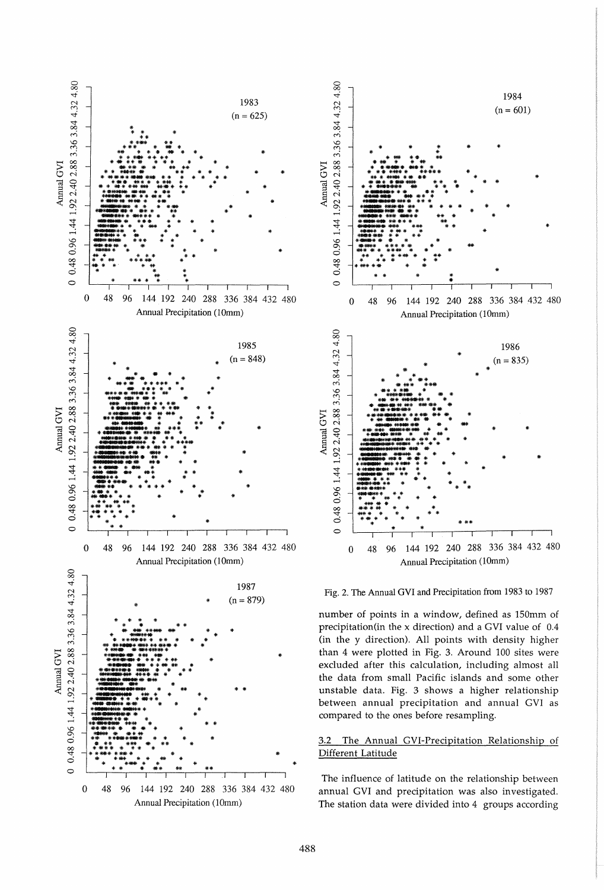Fig. 2. The Annual GVI and Precipitation from 1983 to 1987

number of points in a window, defined as 150mm of precipitation(in the x direction) and a GVI value of 0.4 (in the y direction). All points with density higher than 4 were plotted in Fig. 3. Around 100 sites were excluded after this calculation, including almost all the data from small Pacific islands and some other unstable data. Fig. 3 shows a higher relationship between annual precipitation and annual GVI as compared to the ones before resampling.

### 3.2 The Annual GVI-Precipitation Relationship of Different Latitude

The influence of latitude on the relationship between annual GVI and precipitation was also investigated. The station data were divided into 4 groups according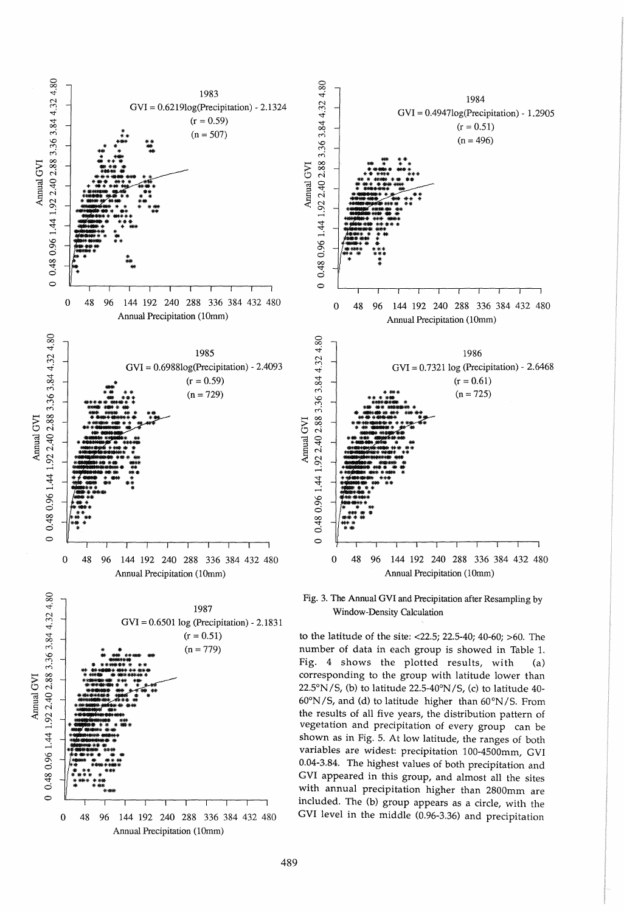Fig. 3. The Annual GVI and Precipitation after Resampling by Window-Density Calculation

to the latitude of the site: <22.5; 22.5-40; 40-60; >60. The number of data in each group is showed in Table 1. Fig. 4 shows the plotted results, with (a) corresponding to the group with latitude lower than 22.5°N/S, (b) to latitude 22.5-40°N/S, (c) to latitude 40-60°N/S, and (d) to latitude higher than 60°N/S. From the results of all five years, the distribution pattern of vegetation and precipitation of every group can be shown as in Fig. 5. At low latitude, the ranges of both variables are widest: precipitation 100-4500mm, GVI 0.04-3.84. The highest values of both precipitation and GVI appeared in this group, and almost all the sites with annual precipitation higher than 2800mm are included. The (b) group appears as a circle, with the GVI level in the middle (0.96-3.36) and precipitation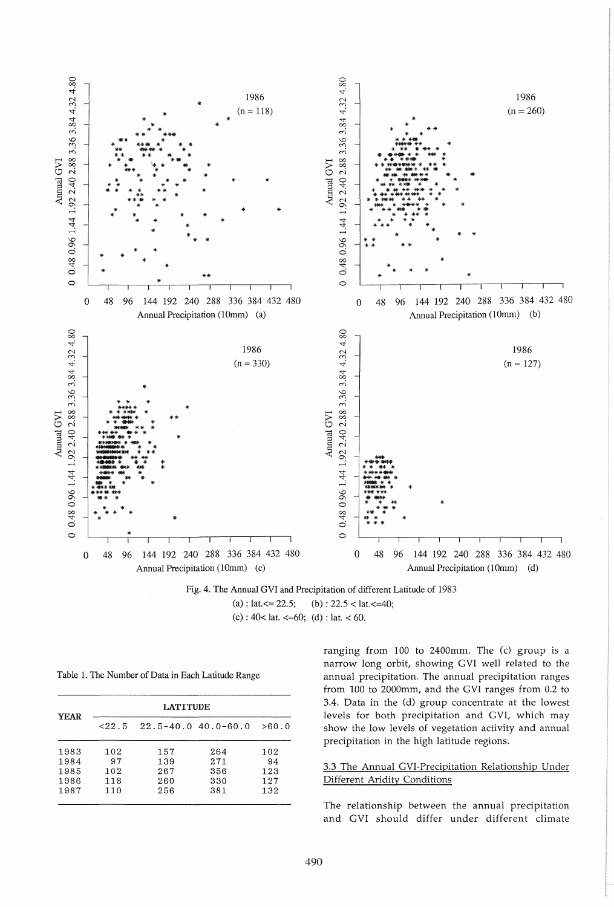Fig. 4. The Annual GVI and Precipitation of different Latitude of 1983

(a) : lat.<= 22.5; (b) : 22.5 < lat.<=40;

(c) : 40< lat. <=60; (d) : lat. < 60.

Table 1. The Number of Data in Each Latitude Range

| YEAR | LATITUDE | | | |
|---|---|---|---|---|
| | <22.5 | 22.5-40.0 | 40.0-60.0 | >60.0 |
| 1983 | 102 | 157 | 264 | 102 |
| 1984 | 97 | 139 | 271 | 94 |
| 1985 | 102 | 267 | 356 | 123 |
| 1986 | 118 | 260 | 330 | 127 |
| 1987 | 110 | 256 | 381 | 132 |

ranging from 100 to 2400mm. The (c) group is a narrow long orbit, showing GVI well related to the annual precipitation. The annual precipitation ranges from 100 to 2000mm, and the GVI ranges from 0.2 to 3.4. Data in the (d) group concentrate at the lowest levels for both precipitation and GVI, which may show the low levels of vegetation activity and annual precipitation in the high latitude regions.

### 3.3 The Annual GVI-Precipitation Relationship Under Different Aridity Conditions

The relationship between the annual precipitation and GVI should differ under different climate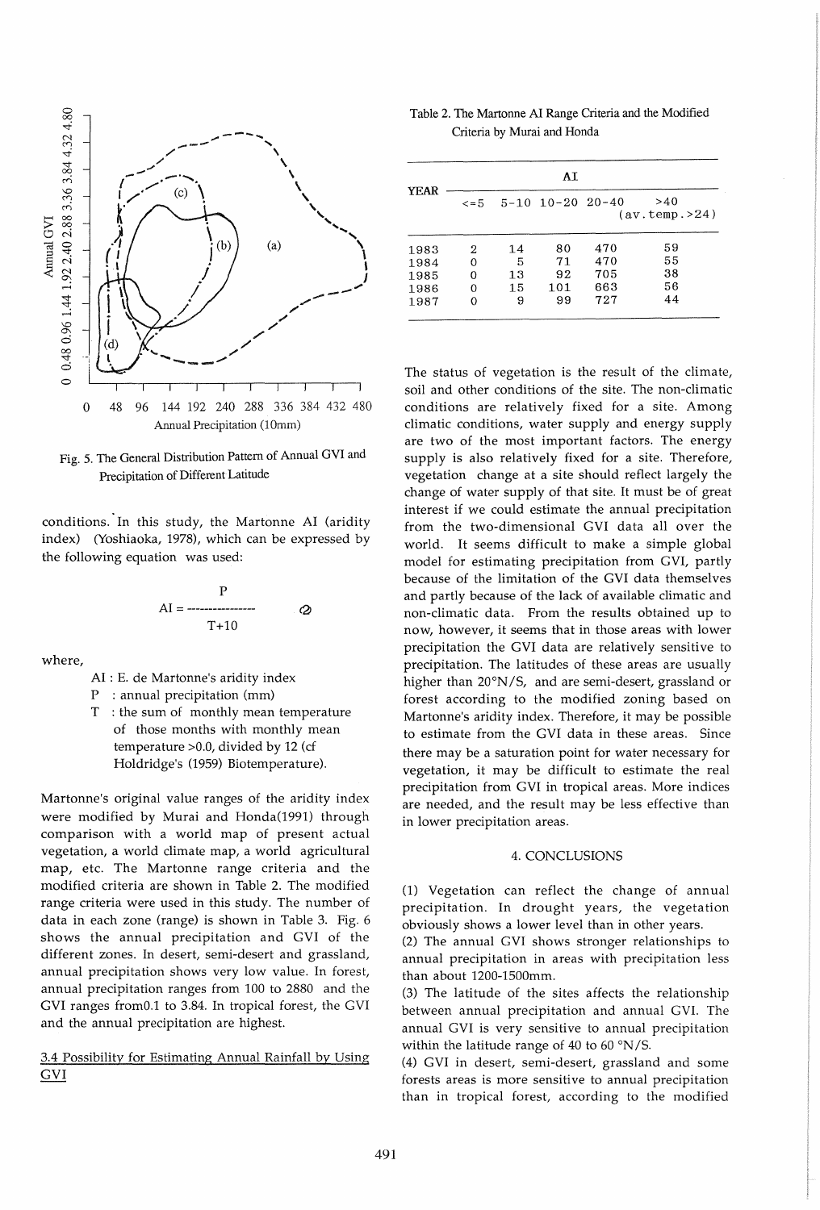Fig. 5. The General Distribution Pattern of Annual GVI and Precipitation of Different Latitude

conditions. In this study, the Martonne AI (aridity index) (Yoshiaoka, 1978), which can be expressed by the following equation was used:

$$AI = \frac{P}{T+10} \quad (2)$$

where,

AI : E. de Martonne's aridity index

P : annual precipitation (mm)

T : the sum of monthly mean temperature of those months with monthly mean temperature >0.0, divided by 12 (cf Holdridge's (1959) Biotemperature).

Martonne's original value ranges of the aridity index were modified by Murai and Honda(1991) through comparison with a world map of present actual vegetation, a world climate map, a world agricultural map, etc. The Martonne range criteria and the modified range criteria are shown in Table 2. The modified range criteria were used in this study. The number of data in each zone (range) is shown in Table 3. Fig. 6 shows the annual precipitation and GVI of the different zones. In desert, semi-desert and grassland, annual precipitation shows very low value. In forest, annual precipitation ranges from 100 to 2880 and the GVI ranges from0.1 to 3.84. In tropical forest, the GVI and the annual precipitation are highest.

### 3.4 Possibility for Estimating Annual Rainfall by Using GVI

Table 2. The Martonne AI Range Criteria and the Modified Criteria by Murai and Honda

| YEAR | AI | | | | |
|---|---|---|---|---|---|
| | <=5 | 5-10 | 10-20 | 20-40 | >40 (av.temp.>24) |
| 1983 | 2 | 14 | 80 | 470 | 59 |
| 1984 | 0 | 5 | 71 | 470 | 55 |
| 1985 | 0 | 13 | 92 | 705 | 38 |
| 1986 | 0 | 15 | 101 | 663 | 56 |
| 1987 | 0 | 9 | 99 | 727 | 44 |

The status of vegetation is the result of the climate, soil and other conditions of the site. The non-climatic conditions are relatively fixed for a site. Among climatic conditions, water supply and energy supply are two of the most important factors. The energy supply is also relatively fixed for a site. Therefore, vegetation change at a site should reflect largely the change of water supply of that site. It must be of great interest if we could estimate the annual precipitation from the two-dimensional GVI data all over the world. It seems difficult to make a simple global model for estimating precipitation from GVI, partly because of the limitation of the GVI data themselves and partly because of the lack of available climatic and non-climatic data. From the results obtained up to now, however, it seems that in those areas with lower precipitation the GVI data are relatively sensitive to precipitation. The latitudes of these areas are usually higher than 20°N/S, and are semi-desert, grassland or forest according to the modified zoning based on Martonne's aridity index. Therefore, it may be possible to estimate from the GVI data in these areas. Since there may be a saturation point for water necessary for vegetation, it may be difficult to estimate the real precipitation from GVI in tropical areas. More indices are needed, and the result may be less effective than in lower precipitation areas.

## 4. CONCLUSIONS

(1) Vegetation can reflect the change of annual precipitation. In drought years, the vegetation obviously shows a lower level than in other years.

(2) The annual GVI shows stronger relationships to annual precipitation in areas with precipitation less than about 1200-1500mm.

(3) The latitude of the sites affects the relationship between annual precipitation and annual GVI. The annual GVI is very sensitive to annual precipitation within the latitude range of 40 to 60 °N/S.

(4) GVI in desert, semi-desert, grassland and some forests areas is more sensitive to annual precipitation than in tropical forest, according to the modified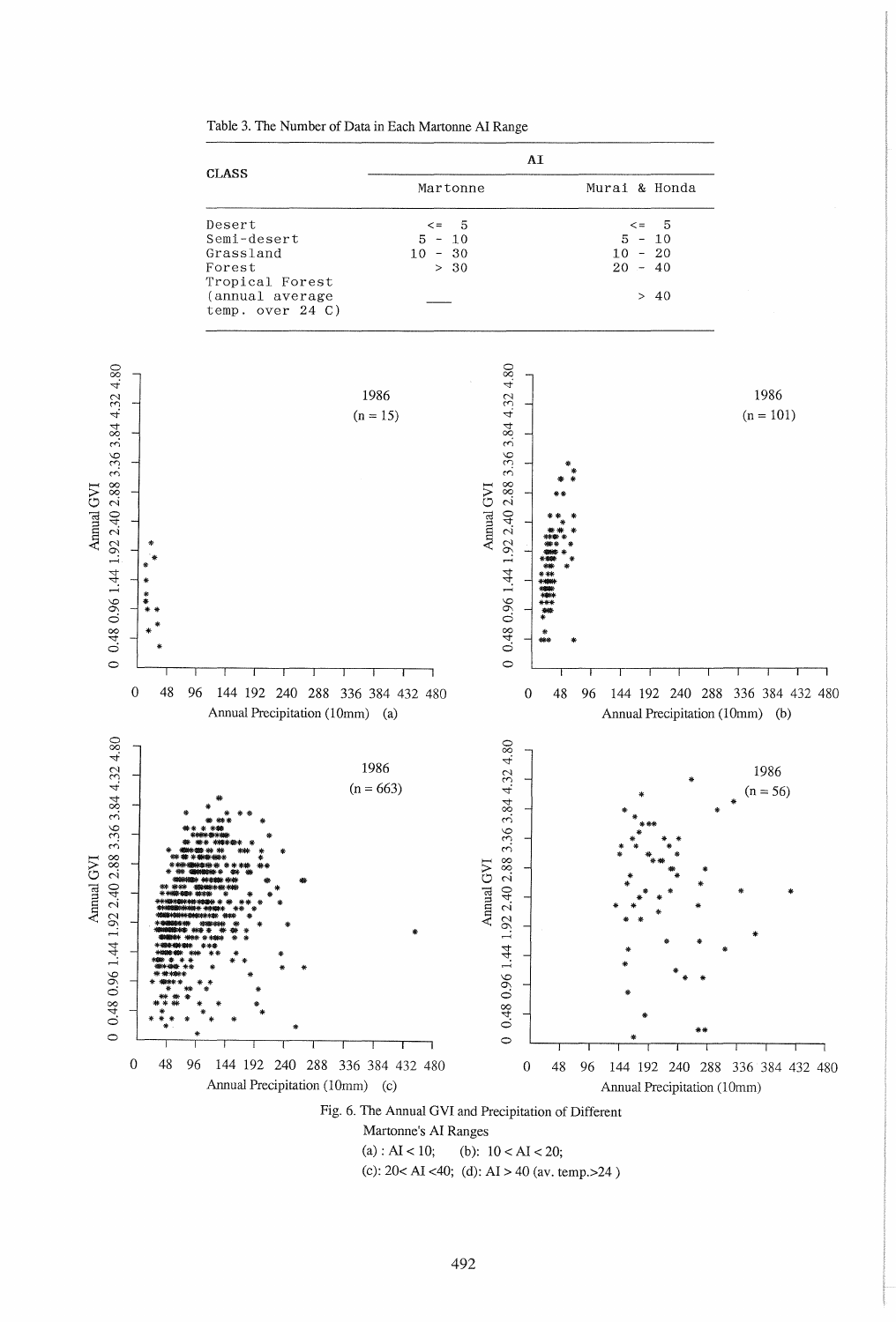Table 3. The Number of Data in Each Martonne AI Range

| CLASS | AI | |
|---|---|---|
| | Martonne | Murai & Honda |
| Desert | <= 5 | <= 5 |
| Semi-desert | 5 - 10 | 5 - 10 |
| Grassland | 10 - 30 | 10 - 20 |
| Forest | > 30 | 20 - 40 |
| Tropical Forest (annual average temp. over 24 C) | ___ | > 40 |

Fig. 6. The Annual GVI and Precipitation of Different Martonne's AI Ranges
(a) : AI < 10; (b): 10 < AI < 20;
(c): 20< AI <40; (d): AI > 40 (av. temp.>24 )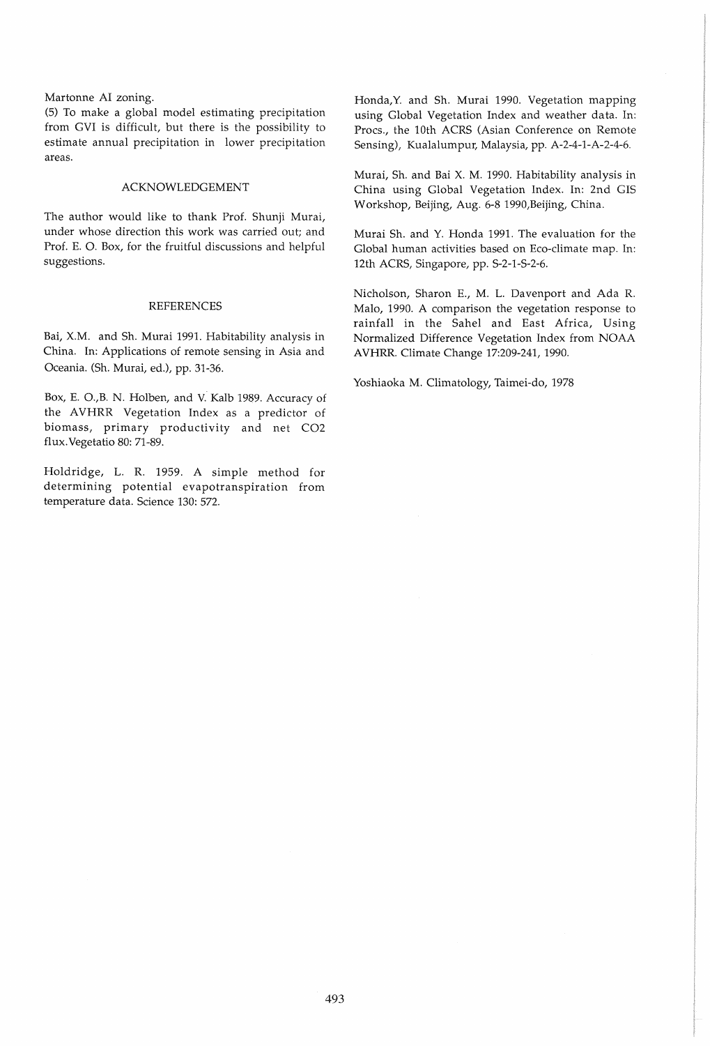Martonne AI zoning.

(5) To make a global model estimating precipitation from GVI is difficult, but there is the possibility to estimate annual precipitation in lower precipitation areas.

## ACKNOWLEDGEMENT

The author would like to thank Prof. Shunji Murai, under whose direction this work was carried out; and Prof. E. O. Box, for the fruitful discussions and helpful suggestions.

## REFERENCES

Bai, X.M. and Sh. Murai 1991. Habitability analysis in China. In: Applications of remote sensing in Asia and Oceania. (Sh. Murai, ed.), pp. 31-36.

Box, E. O.,B. N. Holben, and V. Kalb 1989. Accuracy of the AVHRR Vegetation Index as a predictor of biomass, primary productivity and net CO2 flux.Vegetatio 80: 71-89.

Holdridge, L. R. 1959. A simple method for determining potential evapotranspiration from temperature data. Science 130: 572.

Honda,Y. and Sh. Murai 1990. Vegetation mapping using Global Vegetation Index and weather data. In: Procs., the 10th ACRS (Asian Conference on Remote Sensing), Kualalumpur, Malaysia, pp. A-2-4-1-A-2-4-6.

Murai, Sh. and Bai X. M. 1990. Habitability analysis in China using Global Vegetation Index. In: 2nd GIS Workshop, Beijing, Aug. 6-8 1990,Beijing, China.

Murai Sh. and Y. Honda 1991. The evaluation for the Global human activities based on Eco-climate map. In: 12th ACRS, Singapore, pp. S-2-1-S-2-6.

Nicholson, Sharon E., M. L. Davenport and Ada R. Malo, 1990. A comparison the vegetation response to rainfall in the Sahel and East Africa, Using Normalized Difference Vegetation Index from NOAA AVHRR. Climate Change 17:209-241, 1990.

Yoshiaoka M. Climatology, Taimei-do, 1978